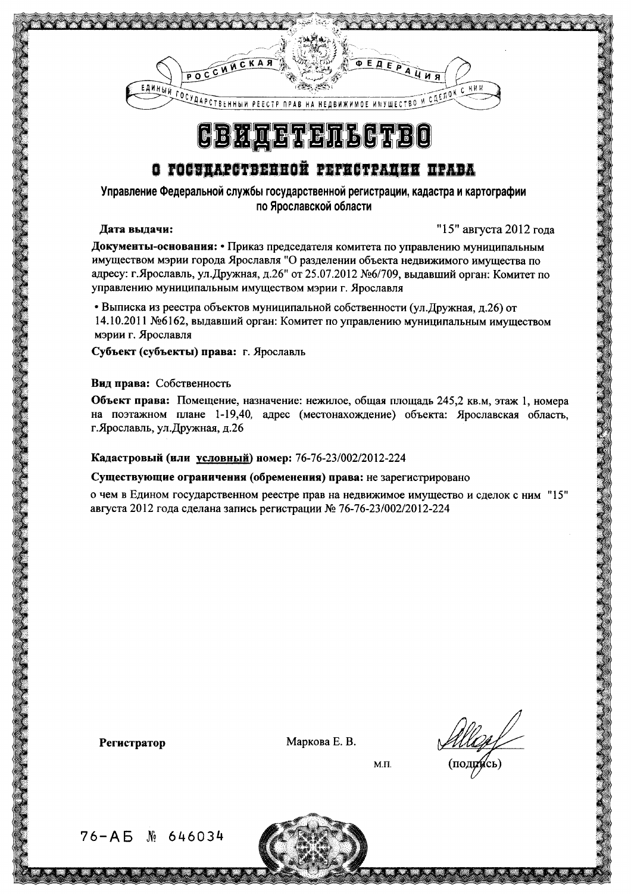РОССИЙСКАЯ ФЕДЕРАЦИЯ

ЕДИНЫЙ ГОСУДАРСТВЕННЫЙ РЕЕСТР ПРАВ НА НЕДВИЖИМОЕ ИМУЩЕСТВО И СДЕЛОК С НИМ

# СВИДЕТЕЛЬСТВО

## О ГОСУДАРСТВЕННОЙ РЕГИСТРАЦИИ ПРАВА

**Управление Федеральной службы государственной регистрации, кадастра и картографии по Ярославской области**

**Дата выдачи:** "15" августа 2012 года

**Документы-основания:** • Приказ председателя комитета по управлению муниципальным имуществом мэрии города Ярославля "О разделении объекта недвижимого имущества по адресу: г.Ярославль, ул.Дружная, д.26" от 25.07.2012 №6/709, выдавший орган: Комитет по управлению муниципальным имуществом мэрии г. Ярославля

• Выписка из реестра объектов муниципальной собственности (ул.Дружная, д.26) от 14.10.2011 №6162, выдавший орган: Комитет по управлению муниципальным имуществом мэрии г. Ярославля

**Субъект (субъекты) права:** г. Ярославль

**Вид права:** Собственность

**Объект права:** Помещение, назначение: нежилое, общая площадь 245,2 кв.м, этаж 1, номера на поэтажном плане 1-19,40, адрес (местонахождение) объекта: Ярославская область, г.Ярославль, ул.Дружная, д.26

**Кадастровый (или условный) номер:** 76-76-23/002/2012-224

**Существующие ограничения (обременения) права:** не зарегистрировано

о чем в Едином государственном реестре прав на недвижимое имущество и сделок с ним "15" августа 2012 года сделана запись регистрации № 76-76-23/002/2012-224

**Регистратор** Маркова Е. В. М.П. (подпись)

76-АБ № 646034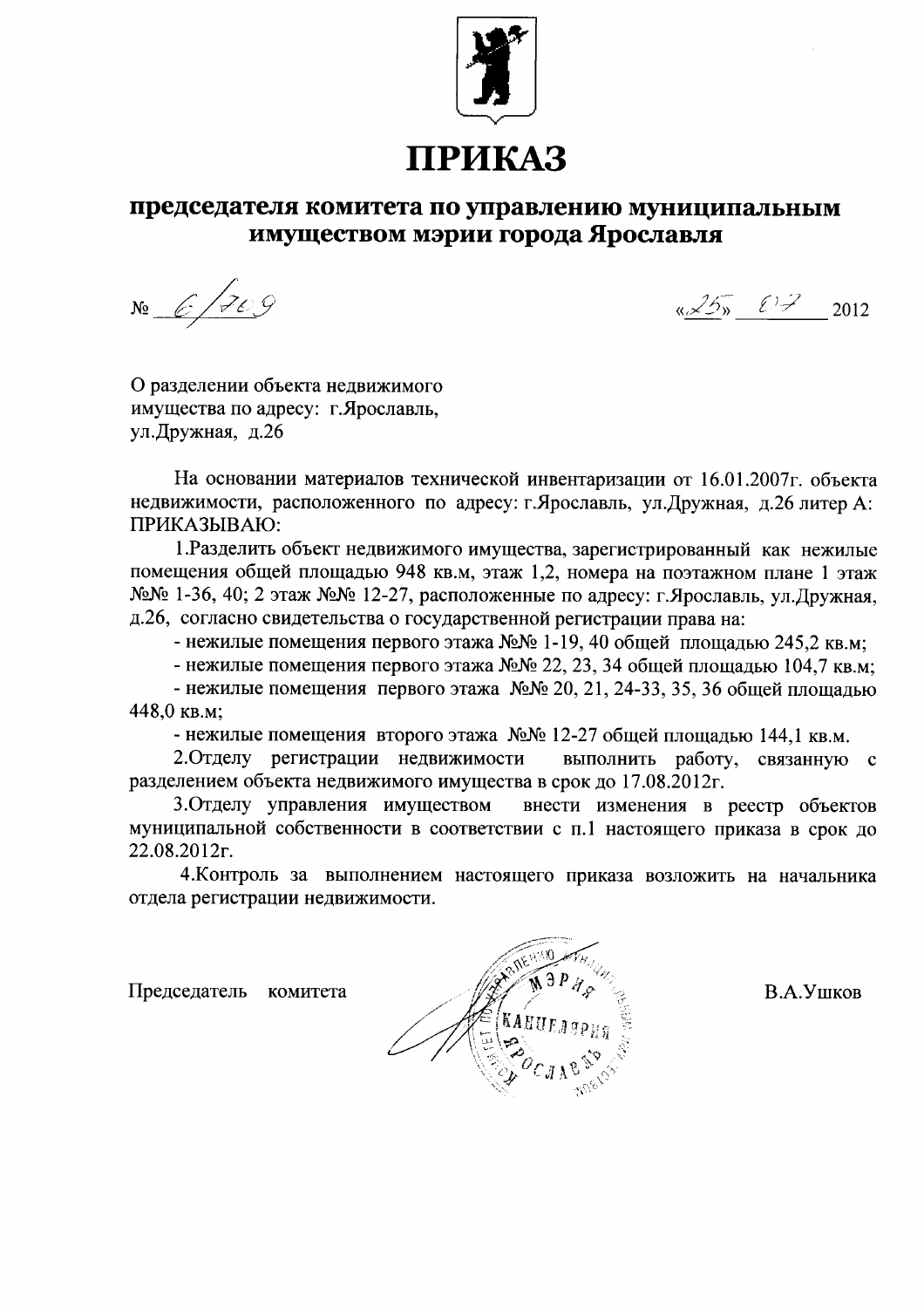# ПРИКАЗ

## председателя комитета по управлению муниципальным имуществом мэрии города Ярославля

№ 6/709 «25» 07 2012

О разделении объекта недвижимого имущества по адресу: г.Ярославль, ул.Дружная, д.26

На основании материалов технической инвентаризации от 16.01.2007г. объекта недвижимости, расположенного по адресу: г.Ярославль, ул.Дружная, д.26 литер А:

ПРИКАЗЫВАЮ:

1.Разделить объект недвижимого имущества, зарегистрированный как нежилые помещения общей площадью 948 кв.м, этаж 1,2, номера на поэтажном плане 1 этаж №№ 1-36, 40; 2 этаж №№ 12-27, расположенные по адресу: г.Ярославль, ул.Дружная, д.26, согласно свидетельства о государственной регистрации права на:

- нежилые помещения первого этажа №№ 1-19, 40 общей площадью 245,2 кв.м;
- нежилые помещения первого этажа №№ 22, 23, 34 общей площадью 104,7 кв.м;
- нежилые помещения первого этажа №№ 20, 21, 24-33, 35, 36 общей площадью 448,0 кв.м;
- нежилые помещения второго этажа №№ 12-27 общей площадью 144,1 кв.м.

2.Отделу регистрации недвижимости выполнить работу, связанную с разделением объекта недвижимого имущества в срок до 17.08.2012г.

3.Отделу управления имуществом внести изменения в реестр объектов муниципальной собственности в соответствии с п.1 настоящего приказа в срок до 22.08.2012г.

4.Контроль за выполнением настоящего приказа возложить на начальника отдела регистрации недвижимости.

Председатель комитета В.А.Ушков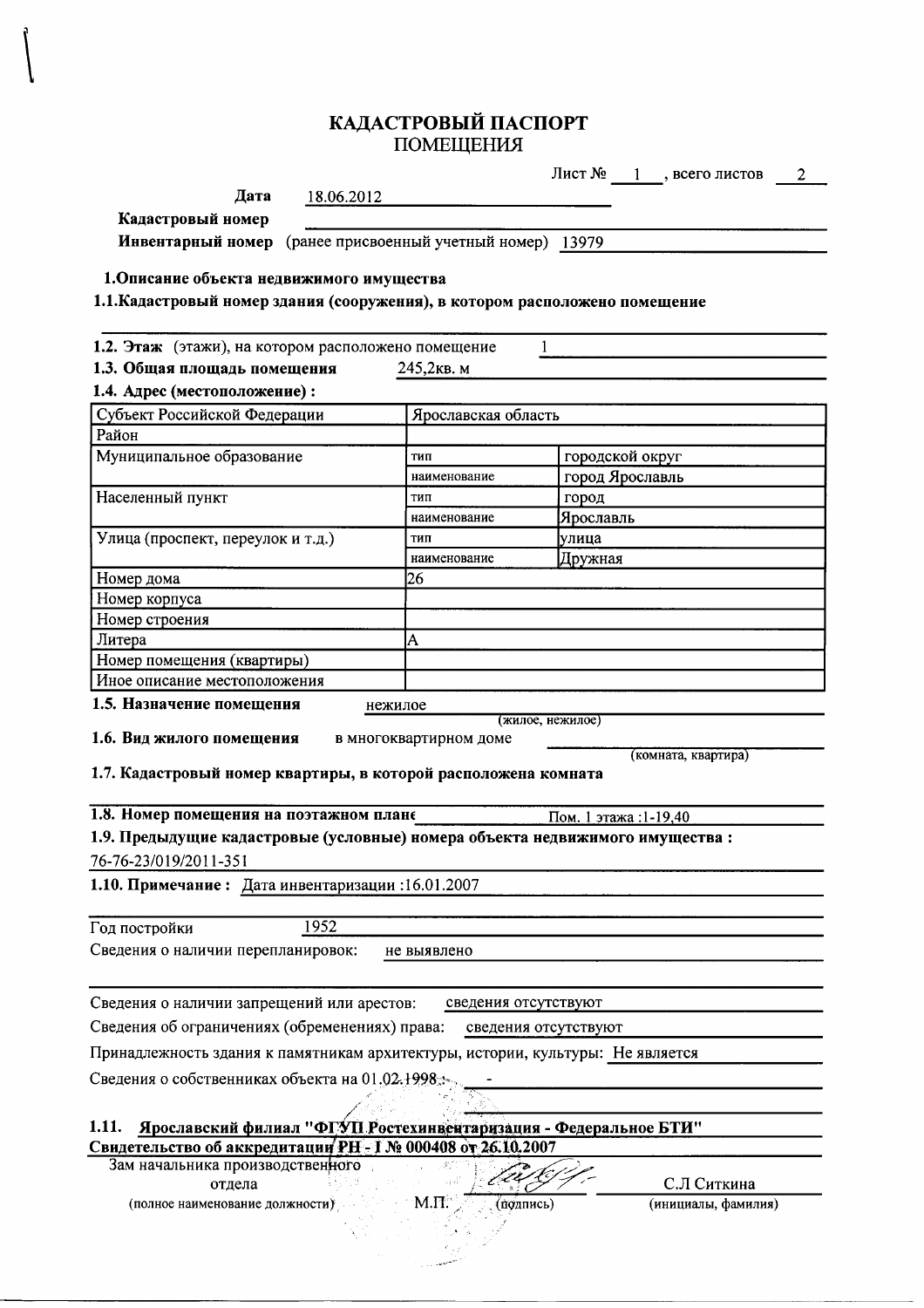# КАДАСТРОВЫЙ ПАСПОРТ
## ПОМЕЩЕНИЯ

Лист № 1, всего листов 2

**Дата** 18.06.2012

**Кадастровый номер**

**Инвентарный номер** (ранее присвоенный учетный номер) 13979

**1.Описание объекта недвижимого имущества**

**1.1.Кадастровый номер здания (сооружения), в котором расположено помещение**

**1.2. Этаж** (этажи), на котором расположено помещение 1

**1.3. Общая площадь помещения** 245,2кв. м

**1.4. Адрес (местоположение) :**

| Субъект Российской Федерации | Ярославская область | |
|---|---|---|
| Район | | |
| Муниципальное образование | тип | городской округ |
| | наименование | город Ярославль |
| Населенный пункт | тип | город |
| | наименование | Ярославль |
| Улица (проспект, переулок и т.д.) | тип | улица |
| | наименование | Дружная |
| Номер дома | 26 | |
| Номер корпуса | | |
| Номер строения | | |
| Литера | А | |
| Номер помещения (квартиры) | | |
| Иное описание местоположения | | |

**1.5. Назначение помещения** нежилое (жилое, нежилое)

**1.6. Вид жилого помещения** в многоквартирном доме (комната, квартира)

**1.7. Кадастровый номер квартиры, в которой расположена комната**

**1.8. Номер помещения на поэтажном плане** Пом. 1 этажа :1-19,40

**1.9. Предыдущие кадастровые (условные) номера объекта недвижимого имущества :**

76-76-23/019/2011-351

**1.10. Примечание :** Дата инвентаризации :16.01.2007

Год постройки 1952

Сведения о наличии перепланировок: не выявлено

Сведения о наличии запрещений или арестов: сведения отсутствуют

Сведения об ограничениях (обременениях) права: сведения отсутствуют

Принадлежность здания к памятникам архитектуры, истории, культуры: Не является

Сведения о собственниках объекта на 01.02.1998 : -

**1.11. Ярославский филиал "ФГУП Ростехинвентаризация - Федеральное БТИ"**
**Свидетельство об аккредитации РН - I № 000408 от 26.10.2007**

Зам начальника производственного отдела — М.П. — (подпись) — С.Л Ситкина

(полное наименование должности) (подпись) (инициалы, фамилия)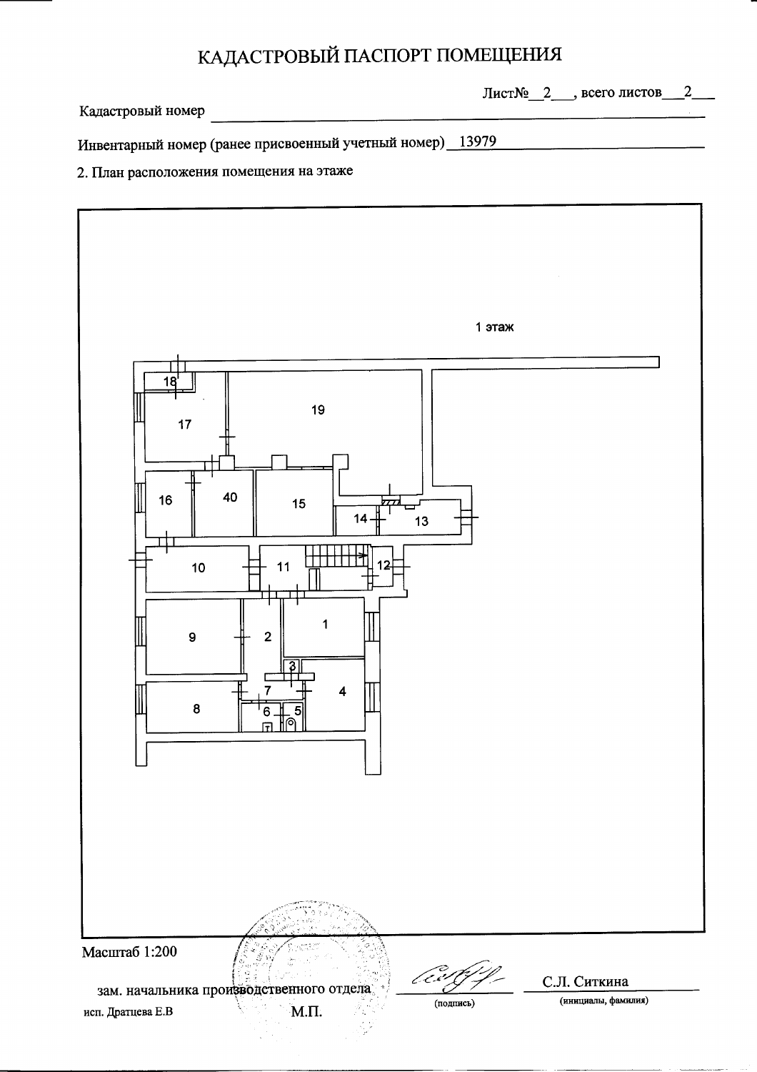# КАДАСТРОВЫЙ ПАСПОРТ ПОМЕЩЕНИЯ

Лист№ 2 , всего листов 2

Кадастровый номер

Инвентарный номер (ранее присвоенный учетный номер) 13979

2. План расположения помещения на этаже

1 этаж

18

17

19

16

40

15

14

13

10

11

12

9

2

1

3

7

4

8

6

5

Масштаб 1:200

зам. начальника производственного отдела

(подпись)

С.Л. Ситкина

(инициалы, фамилия)

исп. Дратцева Е.В

М.П.